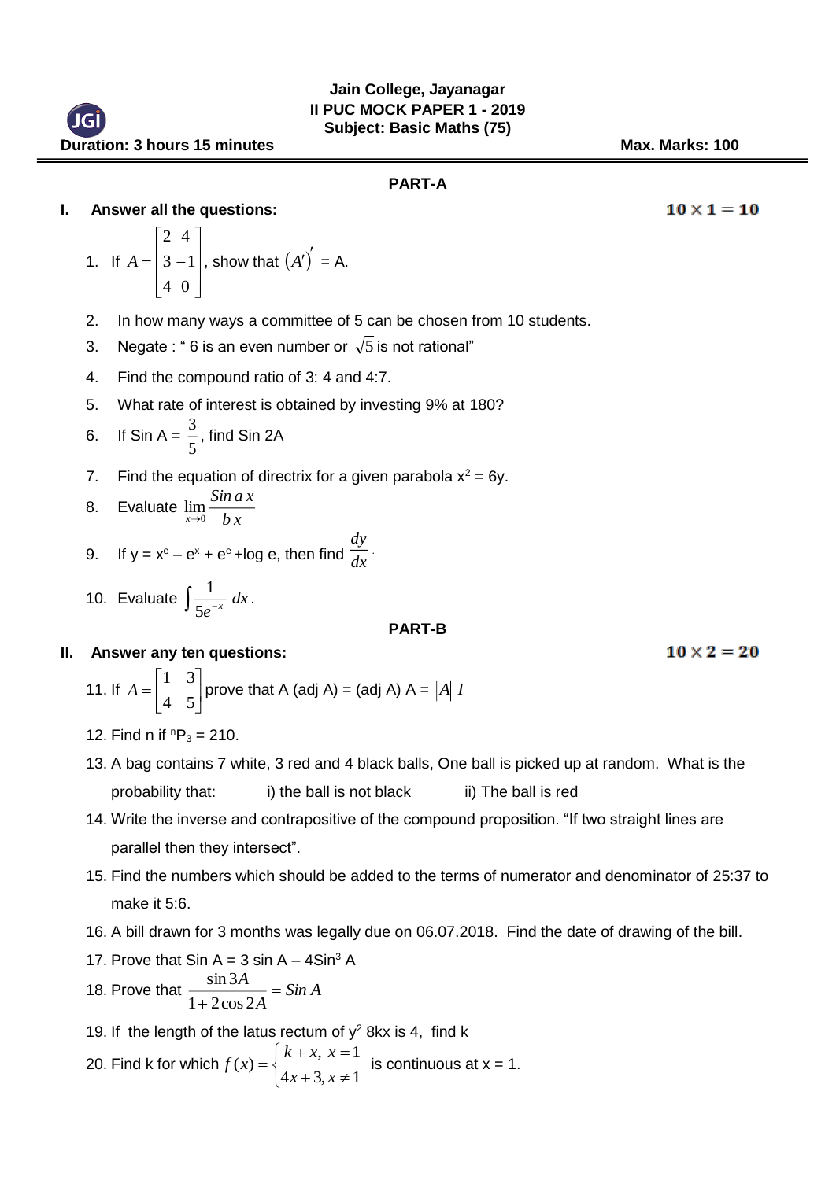**Jain College, Jayanagar**
**II PUC MOCK PAPER 1 - 2019**
**Subject: Basic Maths (75)**

**Duration: 3 hours 15 minutes** **Max. Marks: 100**

## PART-A

**I. Answer all the questions:** **10 × 1 = 10**

1. If $A = \begin{bmatrix} 2 & 4 \\ 3 & -1 \\ 4 & 0 \end{bmatrix}$, show that $(A')' = A$.
2. In how many ways a committee of 5 can be chosen from 10 students.
3. Negate : " 6 is an even number or $\sqrt{5}$ is not rational"
4. Find the compound ratio of 3: 4 and 4:7.
5. What rate of interest is obtained by investing 9% at 180?
6. If Sin A = $\frac{3}{5}$, find Sin 2A
7. Find the equation of directrix for a given parabola $x^2 = 6y$.
8. Evaluate $\lim_{x \to 0} \frac{Sin\, a\, x}{b\, x}$
9. If $y = x^e - e^x + e^e + \log e$, then find $\frac{dy}{dx}$.
10. Evaluate $\int \frac{1}{5e^{-x}}\, dx$.

## PART-B

**II. Answer any ten questions:** **10 × 2 = 20**

11. If $A = \begin{bmatrix} 1 & 3 \\ 4 & 5 \end{bmatrix}$ prove that A (adj A) = (adj A) A = $|A|\, I$
12. Find n if $^nP_3 = 210$.
13. A bag contains 7 white, 3 red and 4 black balls, One ball is picked up at random. What is the probability that: i) the ball is not black ii) The ball is red
14. Write the inverse and contrapositive of the compound proposition. "If two straight lines are parallel then they intersect".
15. Find the numbers which should be added to the terms of numerator and denominator of 25:37 to make it 5:6.
16. A bill drawn for 3 months was legally due on 06.07.2018. Find the date of drawing of the bill.
17. Prove that Sin A = 3 sin A – 4Sin³ A
18. Prove that $\frac{\sin 3A}{1 + 2\cos 2A} = Sin\, A$
19. If the length of the latus rectum of $y^2$ 8kx is 4, find k
20. Find k for which $f(x) = \begin{cases} k + x, & x = 1 \\ 4x + 3, & x \neq 1 \end{cases}$ is continuous at x = 1.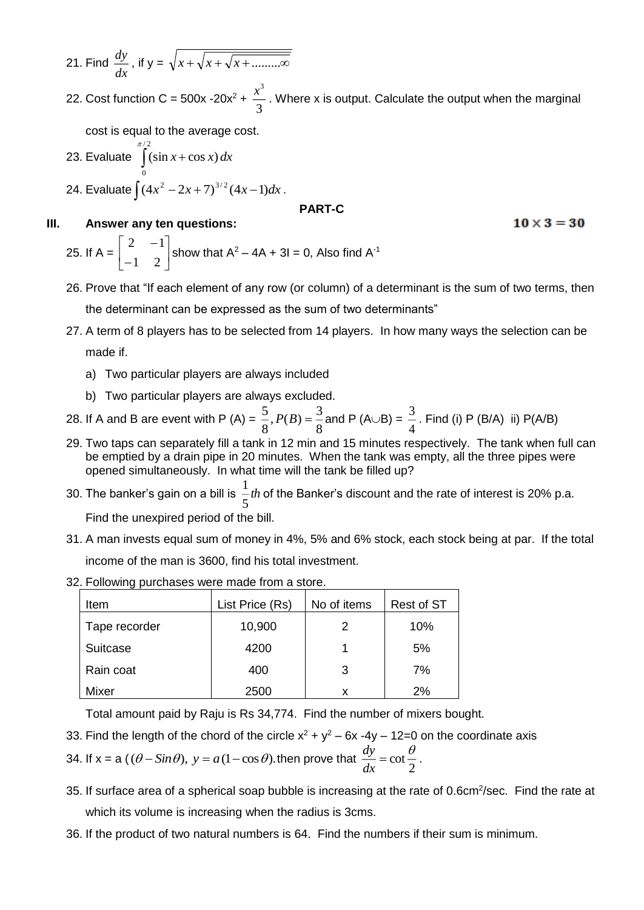21. Find $\frac{dy}{dx}$, if y = $\sqrt{x+\sqrt{x+\sqrt{x+.........\infty}}}$

22. Cost function C = 500x -20x$^2$ + $\frac{x^3}{3}$. Where x is output. Calculate the output when the marginal cost is equal to the average cost.

23. Evaluate $\int_0^{\pi/2}(\sin x+\cos x)\,dx$

24. Evaluate $\int(4x^2-2x+7)^{3/2}(4x-1)dx$.

**PART-C**

**III. Answer any ten questions:** $10 \times 3 = 30$

25. If A = $\begin{bmatrix} 2 & -1 \\ -1 & 2 \end{bmatrix}$ show that A$^2$ – 4A + 3I = 0, Also find A$^{-1}$

26. Prove that "If each element of any row (or column) of a determinant is the sum of two terms, then the determinant can be expressed as the sum of two determinants"

27. A term of 8 players has to be selected from 14 players. In how many ways the selection can be made if.
    a) Two particular players are always included
    b) Two particular players are always excluded.

28. If A and B are event with P (A) = $\frac{5}{8}, P(B)=\frac{3}{8}$ and P (A$\cup$B) = $\frac{3}{4}$. Find (i) P (B/A) ii) P(A/B)

29. Two taps can separately fill a tank in 12 min and 15 minutes respectively. The tank when full can be emptied by a drain pipe in 20 minutes. When the tank was empty, all the three pipes were opened simultaneously. In what time will the tank be filled up?

30. The banker's gain on a bill is $\frac{1}{5}th$ of the Banker's discount and the rate of interest is 20% p.a. Find the unexpired period of the bill.

31. A man invests equal sum of money in 4%, 5% and 6% stock, each stock being at par. If the total income of the man is 3600, find his total investment.

32. Following purchases were made from a store.

| Item | List Price (Rs) | No of items | Rest of ST |
|---|---|---|---|
| Tape recorder | 10,900 | 2 | 10% |
| Suitcase | 4200 | 1 | 5% |
| Rain coat | 400 | 3 | 7% |
| Mixer | 2500 | x | 2% |

Total amount paid by Raju is Rs 34,774. Find the number of mixers bought.

33. Find the length of the chord of the circle x$^2$ + y$^2$ – 6x -4y – 12=0 on the coordinate axis

34. If x = a ($(\theta - Sin\theta),\ y = a(1-\cos\theta).$then prove that $\frac{dy}{dx}=\cot\frac{\theta}{2}$.

35. If surface area of a spherical soap bubble is increasing at the rate of 0.6cm$^2$/sec. Find the rate at which its volume is increasing when the radius is 3cms.

36. If the product of two natural numbers is 64. Find the numbers if their sum is minimum.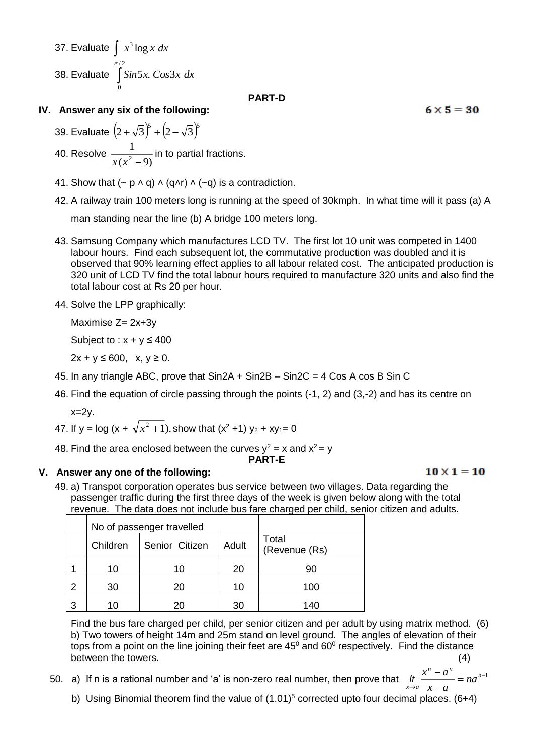37. Evaluate $\int x^3 \log x \, dx$

38. Evaluate $\int_0^{\pi/2} Sin5x.\, Cos3x \, dx$

## PART-D

**IV. Answer any six of the following:** $6 \times 5 = 30$

39. Evaluate $\left(2+\sqrt{3}\right)^5 + \left(2-\sqrt{3}\right)^5$

40. Resolve $\dfrac{1}{x(x^2-9)}$ in to partial fractions.

41. Show that (~ p ∧ q) ∧ (q∧r) ∧ (~q) is a contradiction.

42. A railway train 100 meters long is running at the speed of 30kmph. In what time will it pass (a) A man standing near the line (b) A bridge 100 meters long.

43. Samsung Company which manufactures LCD TV. The first lot 10 unit was competed in 1400 labour hours. Find each subsequent lot, the commutative production was doubled and it is observed that 90% learning effect applies to all labour related cost. The anticipated production is 320 unit of LCD TV find the total labour hours required to manufacture 320 units and also find the total labour cost at Rs 20 per hour.

44. Solve the LPP graphically:

 Maximise Z= 2x+3y

 Subject to : x + y ≤ 400

 2x + y ≤ 600, x, y ≥ 0.

45. In any triangle ABC, prove that Sin2A + Sin2B – Sin2C = 4 Cos A cos B Sin C

46. Find the equation of circle passing through the points (-1, 2) and (3,-2) and has its centre on x=2y.

47. If y = log (x + $\sqrt{x^2+1}$). show that $(x^2 +1) y_2 + xy_1 = 0$

48. Find the area enclosed between the curves $y^2 = x$ and $x^2 = y$

## PART-E

**V. Answer any one of the following:** $10 \times 1 = 10$

49. a) Transpot corporation operates bus service between two villages. Data regarding the passenger traffic during the first three days of the week is given below along with the total revenue. The data does not include bus fare charged per child, senior citizen and adults.

| | No of passenger travelled | | | |
|---|---|---|---|---|
| | Children | Senior Citizen | Adult | Total (Revenue (Rs) |
| 1 | 10 | 10 | 20 | 90 |
| 2 | 30 | 20 | 10 | 100 |
| 3 | 10 | 20 | 30 | 140 |

 Find the bus fare charged per child, per senior citizen and per adult by using matrix method. (6)

 b) Two towers of height 14m and 25m stand on level ground. The angles of elevation of their tops from a point on the line joining their feet are $45^0$ and $60^0$ respectively. Find the distance between the towers. (4)

50. a) If n is a rational number and 'a' is non-zero real number, then prove that $\lim_{x \to a} \dfrac{x^n - a^n}{x-a} = na^{n-1}$

 b) Using Binomial theorem find the value of $(1.01)^5$ corrected upto four decimal places. (6+4)